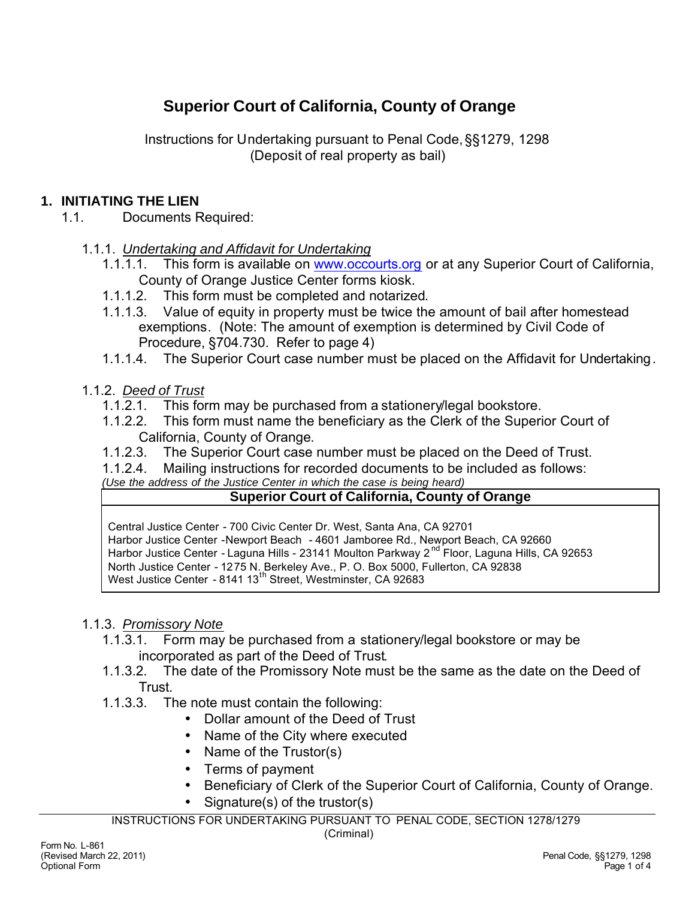# Superior Court of California, County of Orange

Instructions for Undertaking pursuant to Penal Code, §§1279, 1298
(Deposit of real property as bail)

## 1. INITIATING THE LIEN

1.1. Documents Required:

1.1.1. *Undertaking and Affidavit for Undertaking*

- 1.1.1.1. This form is available on [www.occourts.org](www.occourts.org) or at any Superior Court of California, County of Orange Justice Center forms kiosk.
- 1.1.1.2. This form must be completed and notarized.
- 1.1.1.3. Value of equity in property must be twice the amount of bail after homestead exemptions. (Note: The amount of exemption is determined by Civil Code of Procedure, §704.730. Refer to page 4)
- 1.1.1.4. The Superior Court case number must be placed on the Affidavit for Undertaking.

1.1.2. *Deed of Trust*

- 1.1.2.1. This form may be purchased from a stationery/legal bookstore.
- 1.1.2.2. This form must name the beneficiary as the Clerk of the Superior Court of California, County of Orange.
- 1.1.2.3. The Superior Court case number must be placed on the Deed of Trust.
- 1.1.2.4. Mailing instructions for recorded documents to be included as follows:

*(Use the address of the Justice Center in which the case is being heard)*

| **Superior Court of California, County of Orange** |
|---|
| Central Justice Center - 700 Civic Center Dr. West, Santa Ana, CA 92701<br>Harbor Justice Center -Newport Beach - 4601 Jamboree Rd., Newport Beach, CA 92660<br>Harbor Justice Center - Laguna Hills - 23141 Moulton Parkway 2nd Floor, Laguna Hills, CA 92653<br>North Justice Center - 1275 N. Berkeley Ave., P. O. Box 5000, Fullerton, CA 92838<br>West Justice Center - 8141 13th Street, Westminster, CA 92683 |

1.1.3. *Promissory Note*

- 1.1.3.1. Form may be purchased from a stationery/legal bookstore or may be incorporated as part of the Deed of Trust.
- 1.1.3.2. The date of the Promissory Note must be the same as the date on the Deed of Trust.
- 1.1.3.3. The note must contain the following:
  - Dollar amount of the Deed of Trust
  - Name of the City where executed
  - Name of the Trustor(s)
  - Terms of payment
  - Beneficiary of Clerk of the Superior Court of California, County of Orange.
  - Signature(s) of the trustor(s)

INSTRUCTIONS FOR UNDERTAKING PURSUANT TO PENAL CODE, SECTION 1278/1279
(Criminal)

Form No. L-861
(Revised March 22, 2011)
Optional Form

Penal Code, §§1279, 1298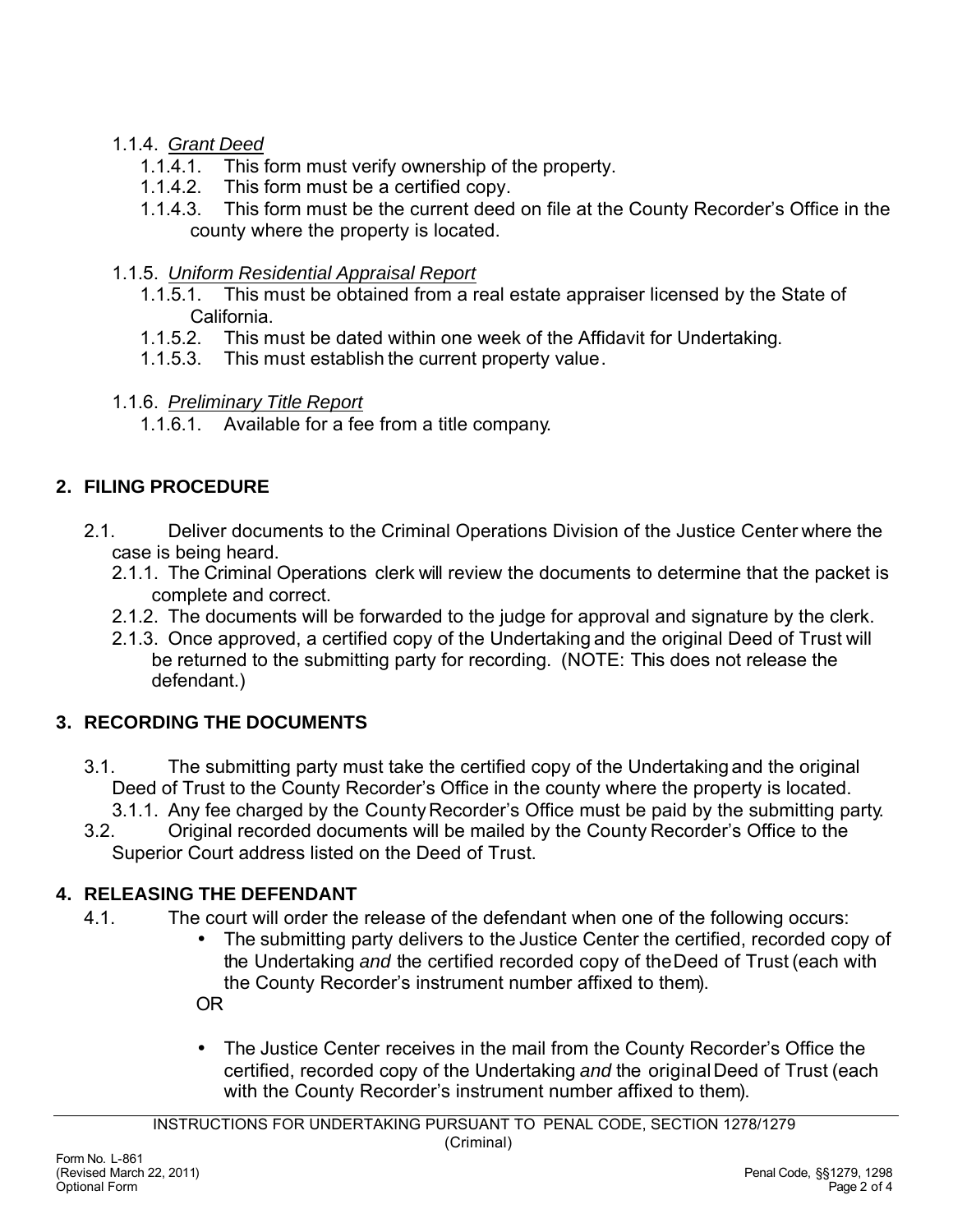1.1.4. *Grant Deed*
  1.1.4.1. This form must verify ownership of the property.
  1.1.4.2. This form must be a certified copy.
  1.1.4.3. This form must be the current deed on file at the County Recorder's Office in the county where the property is located.

1.1.5. *Uniform Residential Appraisal Report*
  1.1.5.1. This must be obtained from a real estate appraiser licensed by the State of California.
  1.1.5.2. This must be dated within one week of the Affidavit for Undertaking.
  1.1.5.3. This must establish the current property value.

1.1.6. *Preliminary Title Report*
  1.1.6.1. Available for a fee from a title company.

## 2. FILING PROCEDURE

2.1. Deliver documents to the Criminal Operations Division of the Justice Center where the case is being heard.
  2.1.1. The Criminal Operations clerk will review the documents to determine that the packet is complete and correct.
  2.1.2. The documents will be forwarded to the judge for approval and signature by the clerk.
  2.1.3. Once approved, a certified copy of the Undertaking and the original Deed of Trust will be returned to the submitting party for recording. (NOTE: This does not release the defendant.)

## 3. RECORDING THE DOCUMENTS

3.1. The submitting party must take the certified copy of the Undertaking and the original Deed of Trust to the County Recorder's Office in the county where the property is located.
  3.1.1. Any fee charged by the County Recorder's Office must be paid by the submitting party.

3.2. Original recorded documents will be mailed by the County Recorder's Office to the Superior Court address listed on the Deed of Trust.

## 4. RELEASING THE DEFENDANT

4.1. The court will order the release of the defendant when one of the following occurs:

- The submitting party delivers to the Justice Center the certified, recorded copy of the Undertaking *and* the certified recorded copy of the Deed of Trust (each with the County Recorder's instrument number affixed to them).

  OR

- The Justice Center receives in the mail from the County Recorder's Office the certified, recorded copy of the Undertaking *and* the original Deed of Trust (each with the County Recorder's instrument number affixed to them).

INSTRUCTIONS FOR UNDERTAKING PURSUANT TO PENAL CODE, SECTION 1278/1279
(Criminal)

Form No. L-861
(Revised March 22, 2011)
Optional Form

Penal Code, §§1279, 1298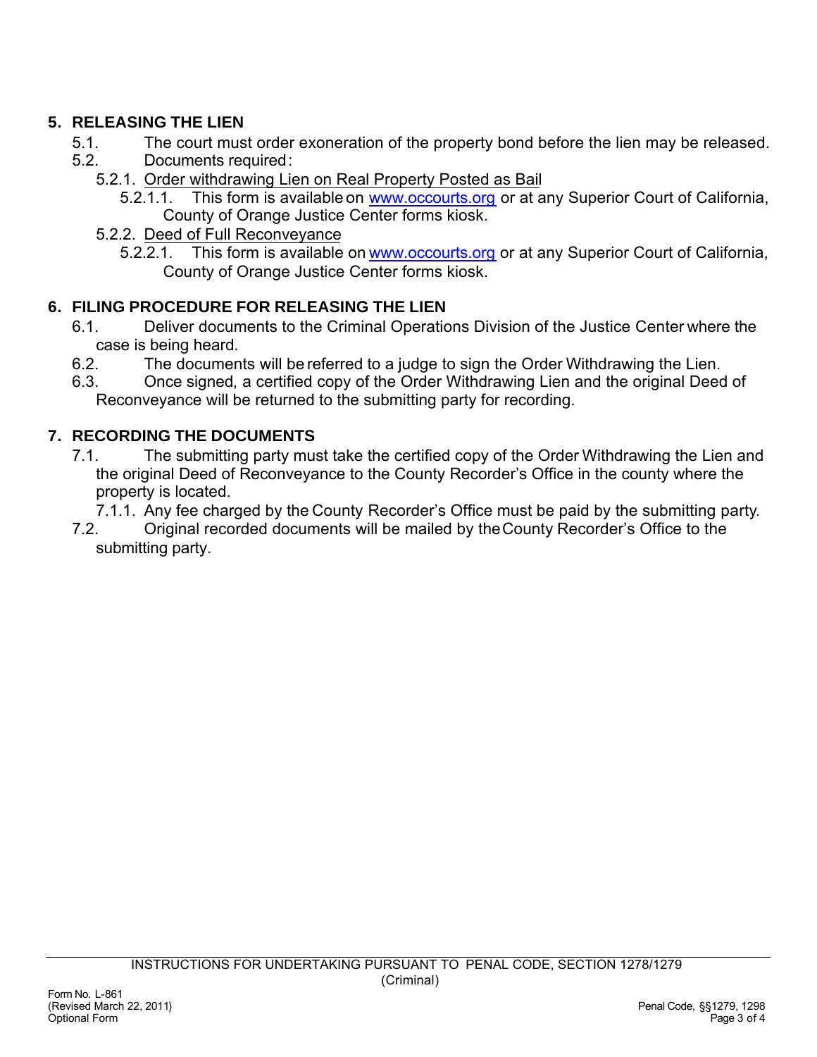## 5. RELEASING THE LIEN

5.1. The court must order exoneration of the property bond before the lien may be released.

5.2. Documents required:

5.2.1. Order withdrawing Lien on Real Property Posted as Bail

5.2.1.1. This form is available on www.occourts.org or at any Superior Court of California, County of Orange Justice Center forms kiosk.

5.2.2. Deed of Full Reconveyance

5.2.2.1. This form is available on www.occourts.org or at any Superior Court of California, County of Orange Justice Center forms kiosk.

## 6. FILING PROCEDURE FOR RELEASING THE LIEN

6.1. Deliver documents to the Criminal Operations Division of the Justice Center where the case is being heard.

6.2. The documents will be referred to a judge to sign the Order Withdrawing the Lien.

6.3. Once signed, a certified copy of the Order Withdrawing Lien and the original Deed of Reconveyance will be returned to the submitting party for recording.

## 7. RECORDING THE DOCUMENTS

7.1. The submitting party must take the certified copy of the Order Withdrawing the Lien and the original Deed of Reconveyance to the County Recorder's Office in the county where the property is located.

7.1.1. Any fee charged by the County Recorder's Office must be paid by the submitting party.

7.2. Original recorded documents will be mailed by the County Recorder's Office to the submitting party.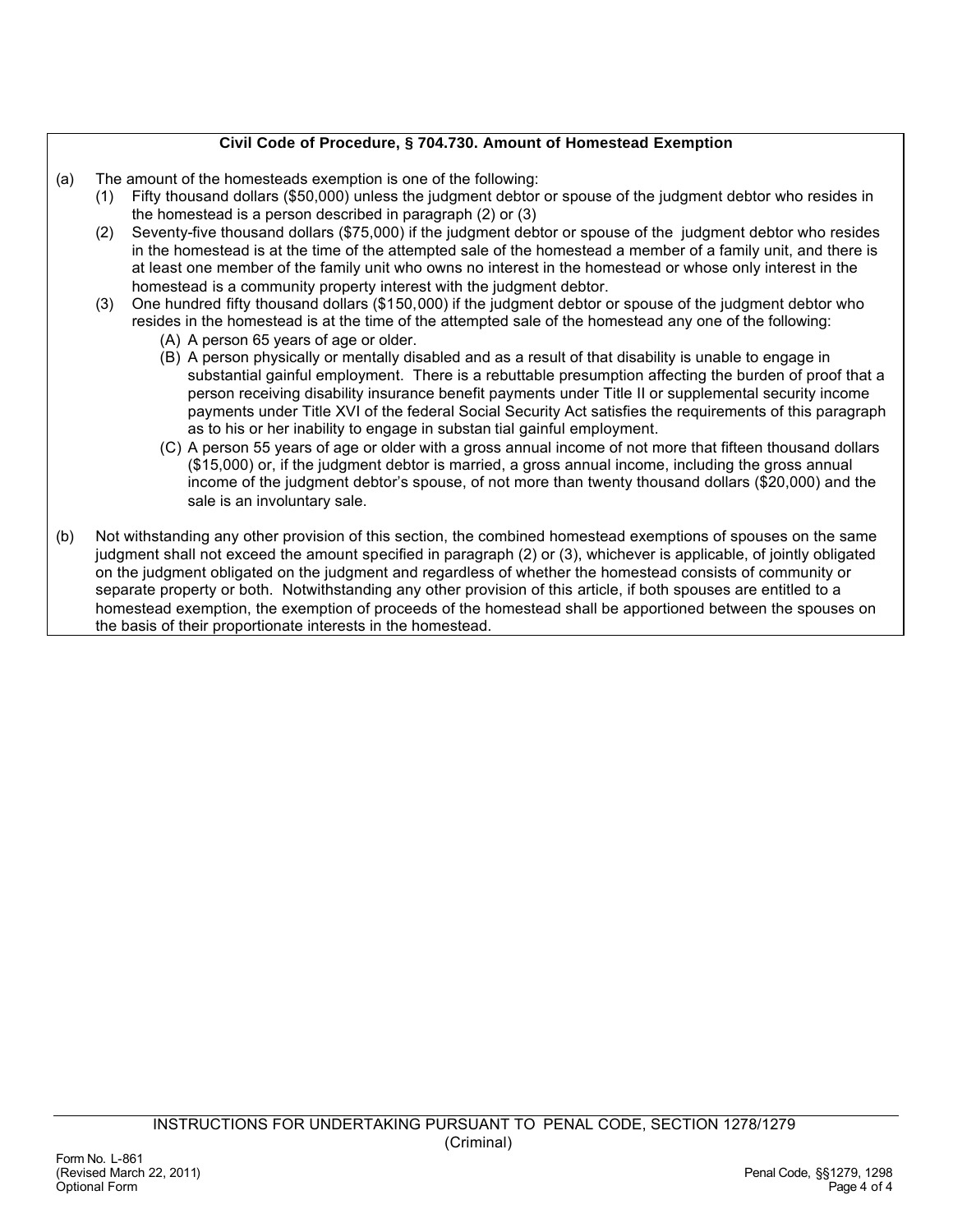**Civil Code of Procedure, § 704.730. Amount of Homestead Exemption**

(a) The amount of the homesteads exemption is one of the following:

(1) Fifty thousand dollars ($50,000) unless the judgment debtor or spouse of the judgment debtor who resides in the homestead is a person described in paragraph (2) or (3)

(2) Seventy-five thousand dollars ($75,000) if the judgment debtor or spouse of the judgment debtor who resides in the homestead is at the time of the attempted sale of the homestead a member of a family unit, and there is at least one member of the family unit who owns no interest in the homestead or whose only interest in the homestead is a community property interest with the judgment debtor.

(3) One hundred fifty thousand dollars ($150,000) if the judgment debtor or spouse of the judgment debtor who resides in the homestead is at the time of the attempted sale of the homestead any one of the following:

(A) A person 65 years of age or older.

(B) A person physically or mentally disabled and as a result of that disability is unable to engage in substantial gainful employment. There is a rebuttable presumption affecting the burden of proof that a person receiving disability insurance benefit payments under Title II or supplemental security income payments under Title XVI of the federal Social Security Act satisfies the requirements of this paragraph as to his or her inability to engage in substan tial gainful employment.

(C) A person 55 years of age or older with a gross annual income of not more that fifteen thousand dollars ($15,000) or, if the judgment debtor is married, a gross annual income, including the gross annual income of the judgment debtor's spouse, of not more than twenty thousand dollars ($20,000) and the sale is an involuntary sale.

(b) Not withstanding any other provision of this section, the combined homestead exemptions of spouses on the same judgment shall not exceed the amount specified in paragraph (2) or (3), whichever is applicable, of jointly obligated on the judgment obligated on the judgment and regardless of whether the homestead consists of community or separate property or both. Notwithstanding any other provision of this article, if both spouses are entitled to a homestead exemption, the exemption of proceeds of the homestead shall be apportioned between the spouses on the basis of their proportionate interests in the homestead.

INSTRUCTIONS FOR UNDERTAKING PURSUANT TO PENAL CODE, SECTION 1278/1279
(Criminal)

Form No. L-861
(Revised March 22, 2011)
Optional Form

Penal Code, §§1279, 1298